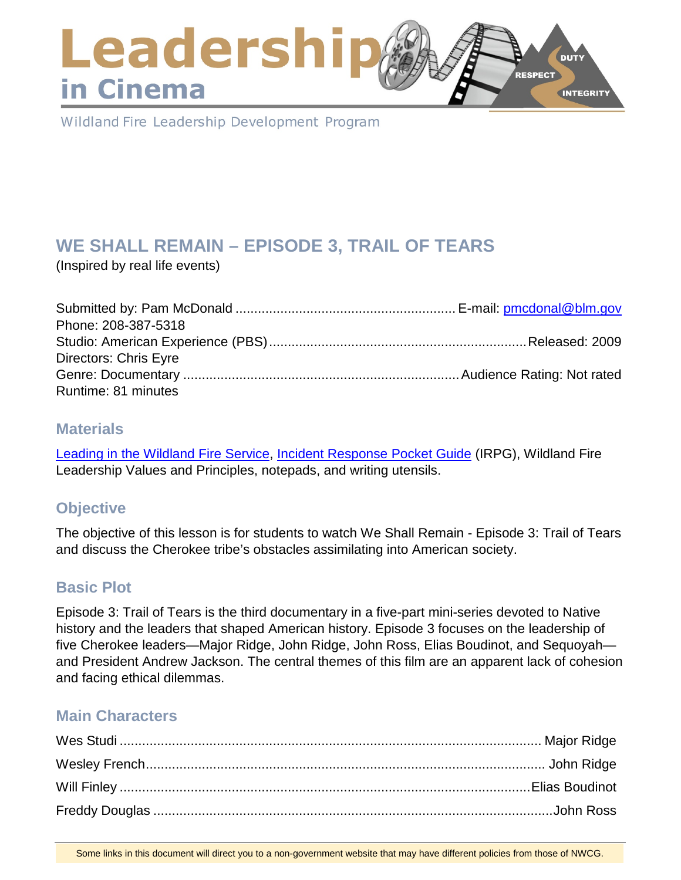# Leadership in Cinema

Wildland Fire Leadership Development Program

## WE SHALL REMAIN – EPISODE 3, TRAIL OF TEARS

(Inspired by real life events)

Submitted by: Pam McDonald .......................................................... E-mail: pmcdonal@blm.gov
Phone: 208-387-5318
Studio: American Experience (PBS) .................................................................... Released: 2009
Directors: Chris Eyre
Genre: Documentary ......................................................................... Audience Rating: Not rated
Runtime: 81 minutes

### Materials

Leading in the Wildland Fire Service, Incident Response Pocket Guide (IRPG), Wildland Fire Leadership Values and Principles, notepads, and writing utensils.

### Objective

The objective of this lesson is for students to watch We Shall Remain - Episode 3: Trail of Tears and discuss the Cherokee tribe's obstacles assimilating into American society.

### Basic Plot

Episode 3: Trail of Tears is the third documentary in a five-part mini-series devoted to Native history and the leaders that shaped American history. Episode 3 focuses on the leadership of five Cherokee leaders—Major Ridge, John Ridge, John Ross, Elias Boudinot, and Sequoyah—and President Andrew Jackson. The central themes of this film are an apparent lack of cohesion and facing ethical dilemmas.

### Main Characters

Wes Studi ............................................................................................................... Major Ridge
Wesley French......................................................................................................... John Ridge
Will Finley ............................................................................................................Elias Boudinot
Freddy Douglas .........................................................................................................John Ross

Some links in this document will direct you to a non-government website that may have different policies from those of NWCG.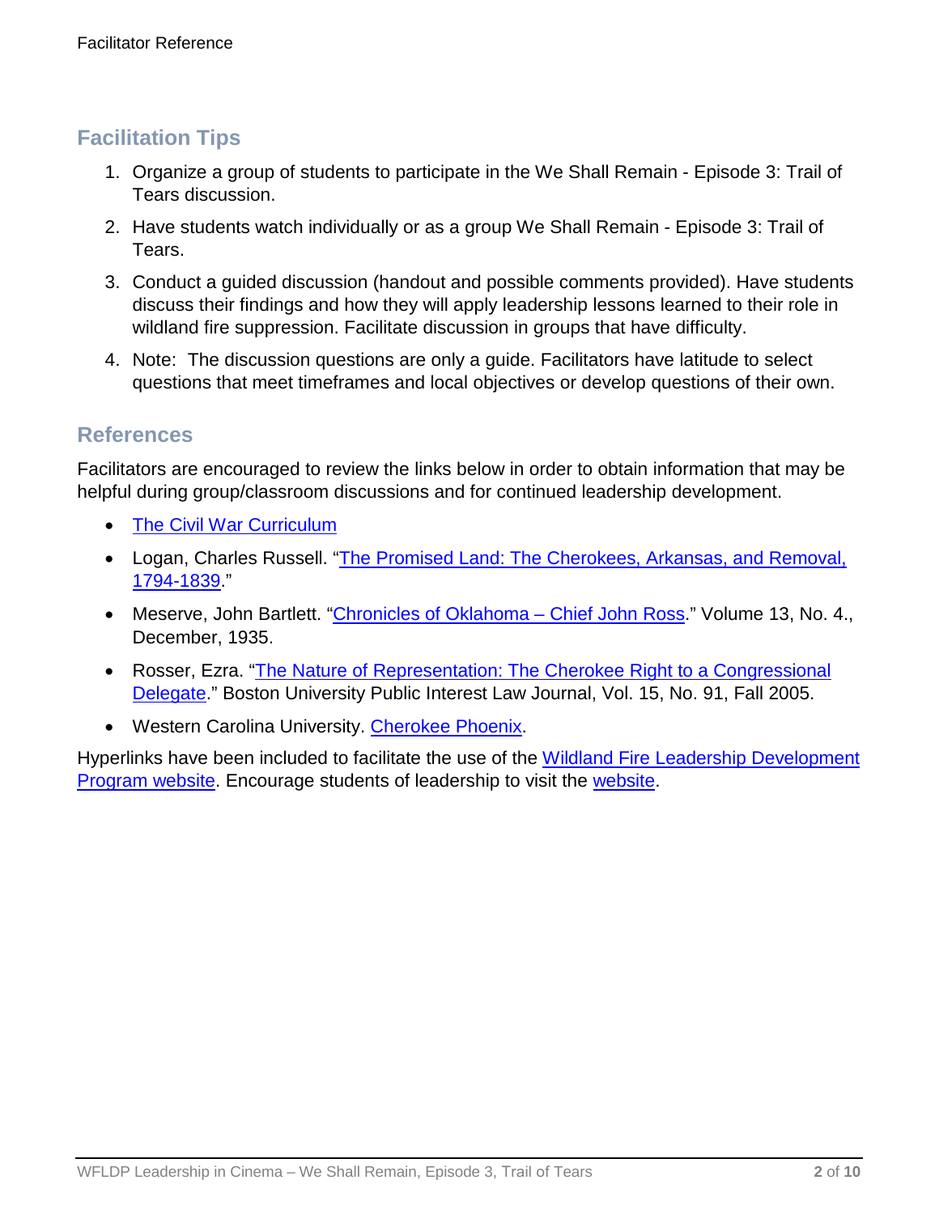## Facilitation Tips

1. Organize a group of students to participate in the We Shall Remain - Episode 3: Trail of Tears discussion.
2. Have students watch individually or as a group We Shall Remain - Episode 3: Trail of Tears.
3. Conduct a guided discussion (handout and possible comments provided). Have students discuss their findings and how they will apply leadership lessons learned to their role in wildland fire suppression. Facilitate discussion in groups that have difficulty.
4. Note: The discussion questions are only a guide. Facilitators have latitude to select questions that meet timeframes and local objectives or develop questions of their own.

## References

Facilitators are encouraged to review the links below in order to obtain information that may be helpful during group/classroom discussions and for continued leadership development.

- The Civil War Curriculum
- Logan, Charles Russell. "The Promised Land: The Cherokees, Arkansas, and Removal, 1794-1839."
- Meserve, John Bartlett. "Chronicles of Oklahoma – Chief John Ross." Volume 13, No. 4., December, 1935.
- Rosser, Ezra. "The Nature of Representation: The Cherokee Right to a Congressional Delegate." Boston University Public Interest Law Journal, Vol. 15, No. 91, Fall 2005.
- Western Carolina University. Cherokee Phoenix.

Hyperlinks have been included to facilitate the use of the Wildland Fire Leadership Development Program website. Encourage students of leadership to visit the website.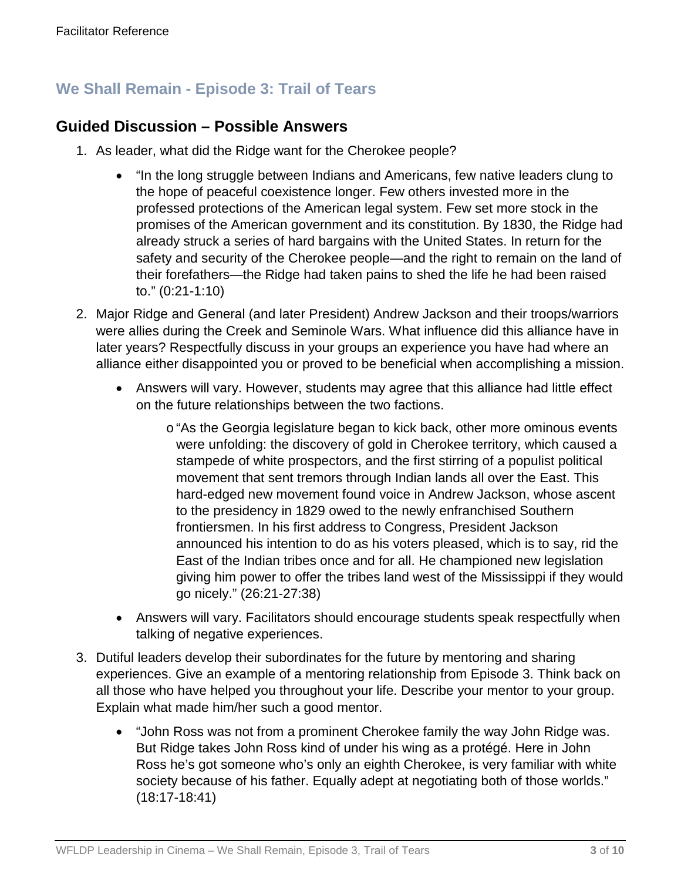## We Shall Remain - Episode 3: Trail of Tears

### Guided Discussion – Possible Answers

1. As leader, what did the Ridge want for the Cherokee people?

    - "In the long struggle between Indians and Americans, few native leaders clung to the hope of peaceful coexistence longer. Few others invested more in the professed protections of the American legal system. Few set more stock in the promises of the American government and its constitution. By 1830, the Ridge had already struck a series of hard bargains with the United States. In return for the safety and security of the Cherokee people—and the right to remain on the land of their forefathers—the Ridge had taken pains to shed the life he had been raised to." (0:21-1:10)

2. Major Ridge and General (and later President) Andrew Jackson and their troops/warriors were allies during the Creek and Seminole Wars. What influence did this alliance have in later years? Respectfully discuss in your groups an experience you have had where an alliance either disappointed you or proved to be beneficial when accomplishing a mission.

    - Answers will vary. However, students may agree that this alliance had little effect on the future relationships between the two factions.
        - "As the Georgia legislature began to kick back, other more ominous events were unfolding: the discovery of gold in Cherokee territory, which caused a stampede of white prospectors, and the first stirring of a populist political movement that sent tremors through Indian lands all over the East. This hard-edged new movement found voice in Andrew Jackson, whose ascent to the presidency in 1829 owed to the newly enfranchised Southern frontiersmen. In his first address to Congress, President Jackson announced his intention to do as his voters pleased, which is to say, rid the East of the Indian tribes once and for all. He championed new legislation giving him power to offer the tribes land west of the Mississippi if they would go nicely." (26:21-27:38)
    - Answers will vary. Facilitators should encourage students speak respectfully when talking of negative experiences.

3. Dutiful leaders develop their subordinates for the future by mentoring and sharing experiences. Give an example of a mentoring relationship from Episode 3. Think back on all those who have helped you throughout your life. Describe your mentor to your group. Explain what made him/her such a good mentor.

    - "John Ross was not from a prominent Cherokee family the way John Ridge was. But Ridge takes John Ross kind of under his wing as a protégé. Here in John Ross he's got someone who's only an eighth Cherokee, is very familiar with white society because of his father. Equally adept at negotiating both of those worlds." (18:17-18:41)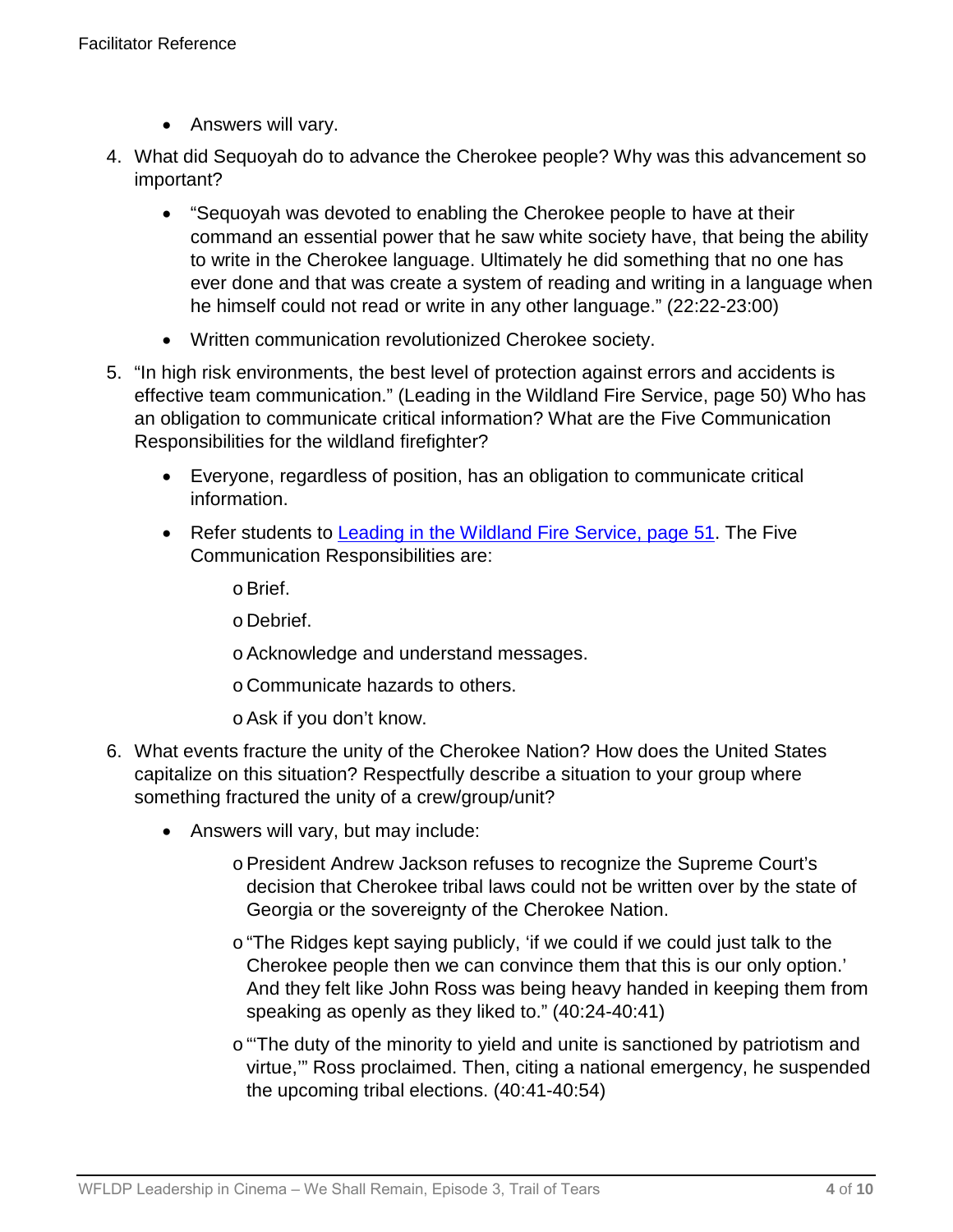- Answers will vary.

4. What did Sequoyah do to advance the Cherokee people? Why was this advancement so important?

    - "Sequoyah was devoted to enabling the Cherokee people to have at their command an essential power that he saw white society have, that being the ability to write in the Cherokee language. Ultimately he did something that no one has ever done and that was create a system of reading and writing in a language when he himself could not read or write in any other language." (22:22-23:00)
    - Written communication revolutionized Cherokee society.

5. "In high risk environments, the best level of protection against errors and accidents is effective team communication." (Leading in the Wildland Fire Service, page 50) Who has an obligation to communicate critical information? What are the Five Communication Responsibilities for the wildland firefighter?

    - Everyone, regardless of position, has an obligation to communicate critical information.
    - Refer students to [Leading in the Wildland Fire Service, page 51](). The Five Communication Responsibilities are:
        - Brief.
        - Debrief.
        - Acknowledge and understand messages.
        - Communicate hazards to others.
        - Ask if you don't know.

6. What events fracture the unity of the Cherokee Nation? How does the United States capitalize on this situation? Respectfully describe a situation to your group where something fractured the unity of a crew/group/unit?

    - Answers will vary, but may include:
        - President Andrew Jackson refuses to recognize the Supreme Court's decision that Cherokee tribal laws could not be written over by the state of Georgia or the sovereignty of the Cherokee Nation.
        - "The Ridges kept saying publicly, 'if we could if we could just talk to the Cherokee people then we can convince them that this is our only option.' And they felt like John Ross was being heavy handed in keeping them from speaking as openly as they liked to." (40:24-40:41)
        - "'The duty of the minority to yield and unite is sanctioned by patriotism and virtue,'" Ross proclaimed. Then, citing a national emergency, he suspended the upcoming tribal elections. (40:41-40:54)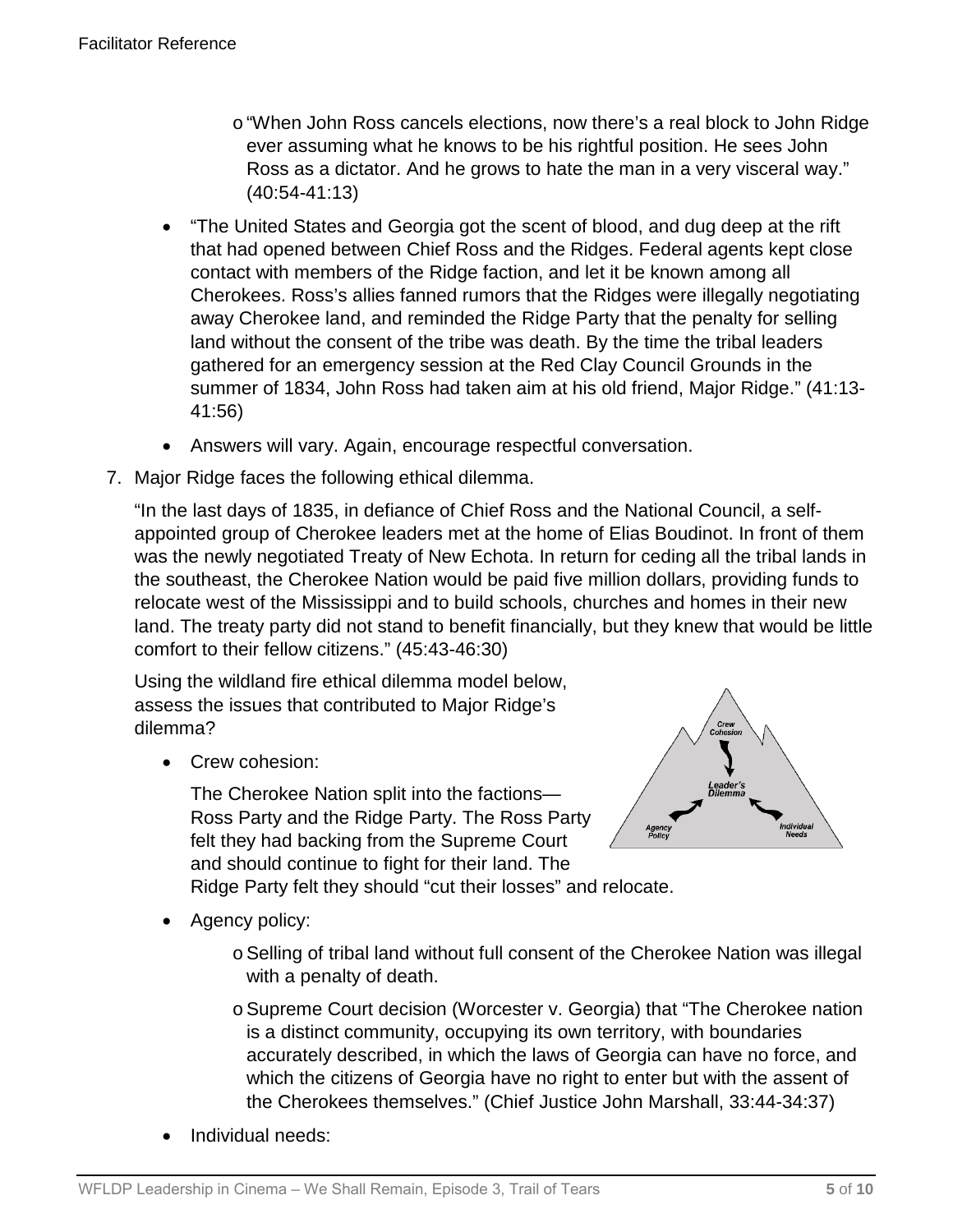- o "When John Ross cancels elections, now there's a real block to John Ridge ever assuming what he knows to be his rightful position. He sees John Ross as a dictator. And he grows to hate the man in a very visceral way." (40:54-41:13)

- "The United States and Georgia got the scent of blood, and dug deep at the rift that had opened between Chief Ross and the Ridges. Federal agents kept close contact with members of the Ridge faction, and let it be known among all Cherokees. Ross's allies fanned rumors that the Ridges were illegally negotiating away Cherokee land, and reminded the Ridge Party that the penalty for selling land without the consent of the tribe was death. By the time the tribal leaders gathered for an emergency session at the Red Clay Council Grounds in the summer of 1834, John Ross had taken aim at his old friend, Major Ridge." (41:13-41:56)
- Answers will vary. Again, encourage respectful conversation.

7. Major Ridge faces the following ethical dilemma.

   "In the last days of 1835, in defiance of Chief Ross and the National Council, a self-appointed group of Cherokee leaders met at the home of Elias Boudinot. In front of them was the newly negotiated Treaty of New Echota. In return for ceding all the tribal lands in the southeast, the Cherokee Nation would be paid five million dollars, providing funds to relocate west of the Mississippi and to build schools, churches and homes in their new land. The treaty party did not stand to benefit financially, but they knew that would be little comfort to their fellow citizens." (45:43-46:30)

   Using the wildland fire ethical dilemma model below, assess the issues that contributed to Major Ridge's dilemma?

   Crew Cohesion
   Leader's Dilemma
   Agency Policy
   Individual Needs

   - Crew cohesion:

     The Cherokee Nation split into the factions—Ross Party and the Ridge Party. The Ross Party felt they had backing from the Supreme Court and should continue to fight for their land. The Ridge Party felt they should "cut their losses" and relocate.

   - Agency policy:
     - o Selling of tribal land without full consent of the Cherokee Nation was illegal with a penalty of death.
     - o Supreme Court decision (Worcester v. Georgia) that "The Cherokee nation is a distinct community, occupying its own territory, with boundaries accurately described, in which the laws of Georgia can have no force, and which the citizens of Georgia have no right to enter but with the assent of the Cherokees themselves." (Chief Justice John Marshall, 33:44-34:37)

   - Individual needs: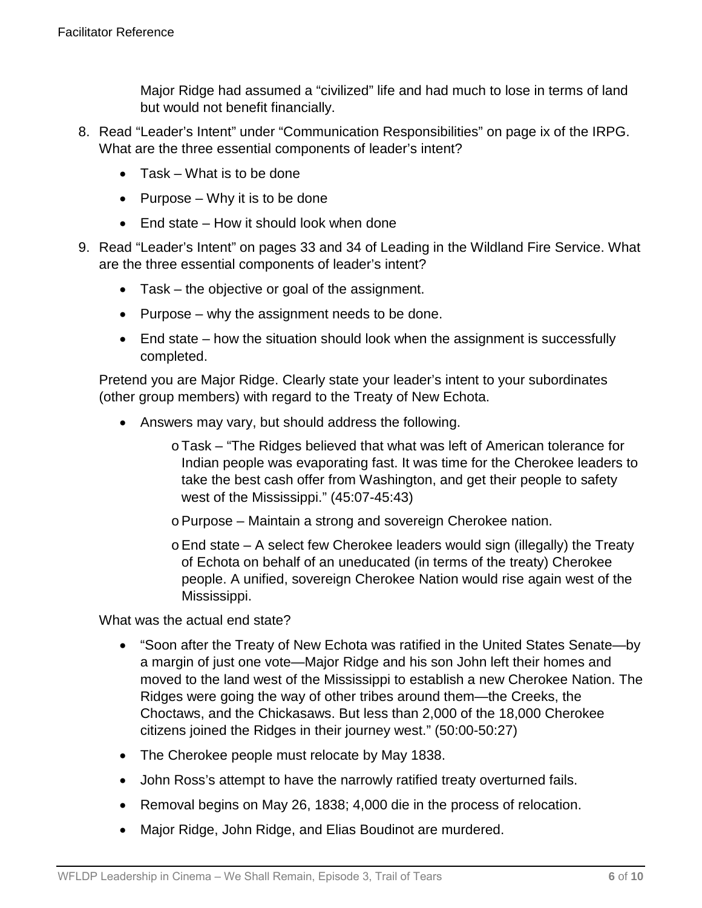Major Ridge had assumed a "civilized" life and had much to lose in terms of land but would not benefit financially.

8. Read "Leader's Intent" under "Communication Responsibilities" on page ix of the IRPG. What are the three essential components of leader's intent?
   - Task – What is to be done
   - Purpose – Why it is to be done
   - End state – How it should look when done
9. Read "Leader's Intent" on pages 33 and 34 of Leading in the Wildland Fire Service. What are the three essential components of leader's intent?
   - Task – the objective or goal of the assignment.
   - Purpose – why the assignment needs to be done.
   - End state – how the situation should look when the assignment is successfully completed.

   Pretend you are Major Ridge. Clearly state your leader's intent to your subordinates (other group members) with regard to the Treaty of New Echota.

   - Answers may vary, but should address the following.
     - Task – "The Ridges believed that what was left of American tolerance for Indian people was evaporating fast. It was time for the Cherokee leaders to take the best cash offer from Washington, and get their people to safety west of the Mississippi." (45:07-45:43)
     - Purpose – Maintain a strong and sovereign Cherokee nation.
     - End state – A select few Cherokee leaders would sign (illegally) the Treaty of Echota on behalf of an uneducated (in terms of the treaty) Cherokee people. A unified, sovereign Cherokee Nation would rise again west of the Mississippi.

   What was the actual end state?

   - "Soon after the Treaty of New Echota was ratified in the United States Senate—by a margin of just one vote—Major Ridge and his son John left their homes and moved to the land west of the Mississippi to establish a new Cherokee Nation. The Ridges were going the way of other tribes around them—the Creeks, the Choctaws, and the Chickasaws. But less than 2,000 of the 18,000 Cherokee citizens joined the Ridges in their journey west." (50:00-50:27)
   - The Cherokee people must relocate by May 1838.
   - John Ross's attempt to have the narrowly ratified treaty overturned fails.
   - Removal begins on May 26, 1838; 4,000 die in the process of relocation.
   - Major Ridge, John Ridge, and Elias Boudinot are murdered.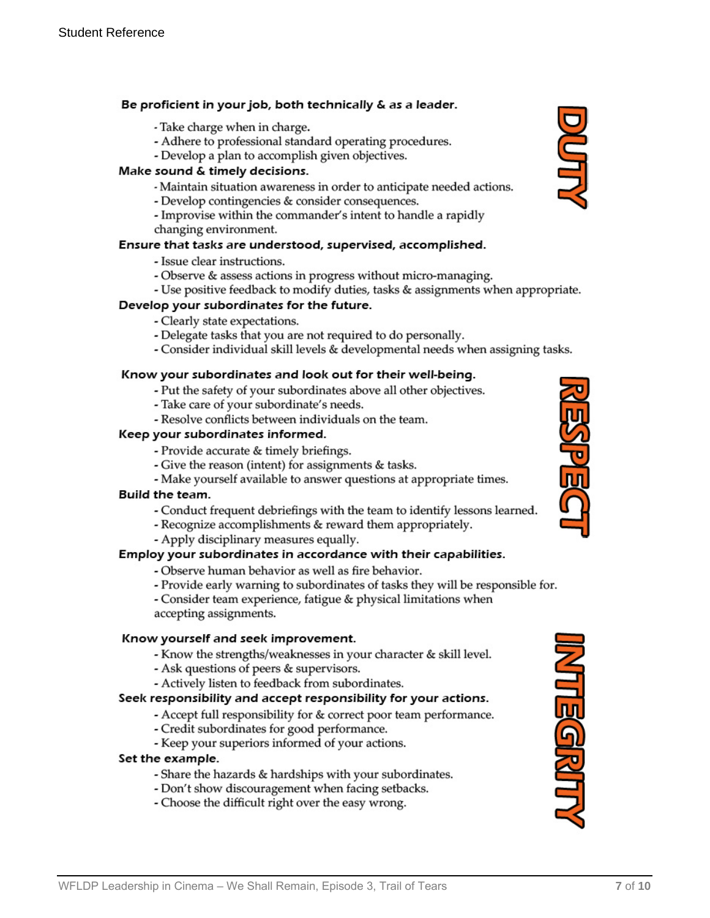## DUTY

**Be proficient in your job, both technically & as a leader.**

- Take charge when in charge.
- Adhere to professional standard operating procedures.
- Develop a plan to accomplish given objectives.

**Make sound & timely decisions.**

- Maintain situation awareness in order to anticipate needed actions.
- Develop contingencies & consider consequences.
- Improvise within the commander's intent to handle a rapidly changing environment.

**Ensure that tasks are understood, supervised, accomplished.**

- Issue clear instructions.
- Observe & assess actions in progress without micro-managing.
- Use positive feedback to modify duties, tasks & assignments when appropriate.

**Develop your subordinates for the future.**

- Clearly state expectations.
- Delegate tasks that you are not required to do personally.
- Consider individual skill levels & developmental needs when assigning tasks.

## RESPECT

**Know your subordinates and look out for their well-being.**

- Put the safety of your subordinates above all other objectives.
- Take care of your subordinate's needs.
- Resolve conflicts between individuals on the team.

**Keep your subordinates informed.**

- Provide accurate & timely briefings.
- Give the reason (intent) for assignments & tasks.
- Make yourself available to answer questions at appropriate times.

**Build the team.**

- Conduct frequent debriefings with the team to identify lessons learned.
- Recognize accomplishments & reward them appropriately.
- Apply disciplinary measures equally.

**Employ your subordinates in accordance with their capabilities.**

- Observe human behavior as well as fire behavior.
- Provide early warning to subordinates of tasks they will be responsible for.
- Consider team experience, fatigue & physical limitations when accepting assignments.

## INTEGRITY

**Know yourself and seek improvement.**

- Know the strengths/weaknesses in your character & skill level.
- Ask questions of peers & supervisors.
- Actively listen to feedback from subordinates.

**Seek responsibility and accept responsibility for your actions.**

- Accept full responsibility for & correct poor team performance.
- Credit subordinates for good performance.
- Keep your superiors informed of your actions.

**Set the example.**

- Share the hazards & hardships with your subordinates.
- Don't show discouragement when facing setbacks.
- Choose the difficult right over the easy wrong.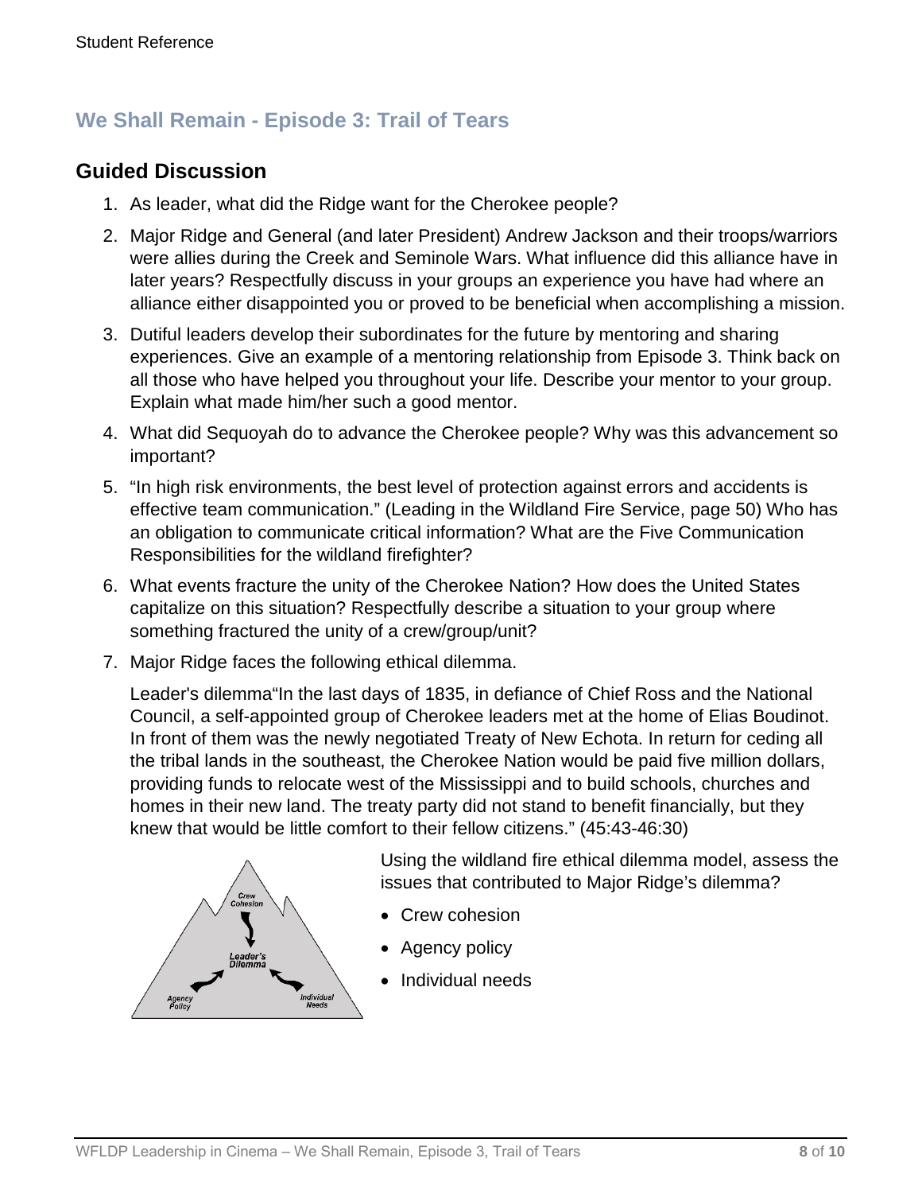## We Shall Remain - Episode 3: Trail of Tears

### Guided Discussion

1. As leader, what did the Ridge want for the Cherokee people?
2. Major Ridge and General (and later President) Andrew Jackson and their troops/warriors were allies during the Creek and Seminole Wars. What influence did this alliance have in later years? Respectfully discuss in your groups an experience you have had where an alliance either disappointed you or proved to be beneficial when accomplishing a mission.
3. Dutiful leaders develop their subordinates for the future by mentoring and sharing experiences. Give an example of a mentoring relationship from Episode 3. Think back on all those who have helped you throughout your life. Describe your mentor to your group. Explain what made him/her such a good mentor.
4. What did Sequoyah do to advance the Cherokee people? Why was this advancement so important?
5. "In high risk environments, the best level of protection against errors and accidents is effective team communication." (Leading in the Wildland Fire Service, page 50) Who has an obligation to communicate critical information? What are the Five Communication Responsibilities for the wildland firefighter?
6. What events fracture the unity of the Cherokee Nation? How does the United States capitalize on this situation? Respectfully describe a situation to your group where something fractured the unity of a crew/group/unit?
7. Major Ridge faces the following ethical dilemma.

   Leader's dilemma"In the last days of 1835, in defiance of Chief Ross and the National Council, a self-appointed group of Cherokee leaders met at the home of Elias Boudinot. In front of them was the newly negotiated Treaty of New Echota. In return for ceding all the tribal lands in the southeast, the Cherokee Nation would be paid five million dollars, providing funds to relocate west of the Mississippi and to build schools, churches and homes in their new land. The treaty party did not stand to benefit financially, but they knew that would be little comfort to their fellow citizens." (45:43-46:30)

   Crew Cohesion

   Leader's Dilemma

   Agency Policy

   Individual Needs

   Using the wildland fire ethical dilemma model, assess the issues that contributed to Major Ridge's dilemma?

   - Crew cohesion
   - Agency policy
   - Individual needs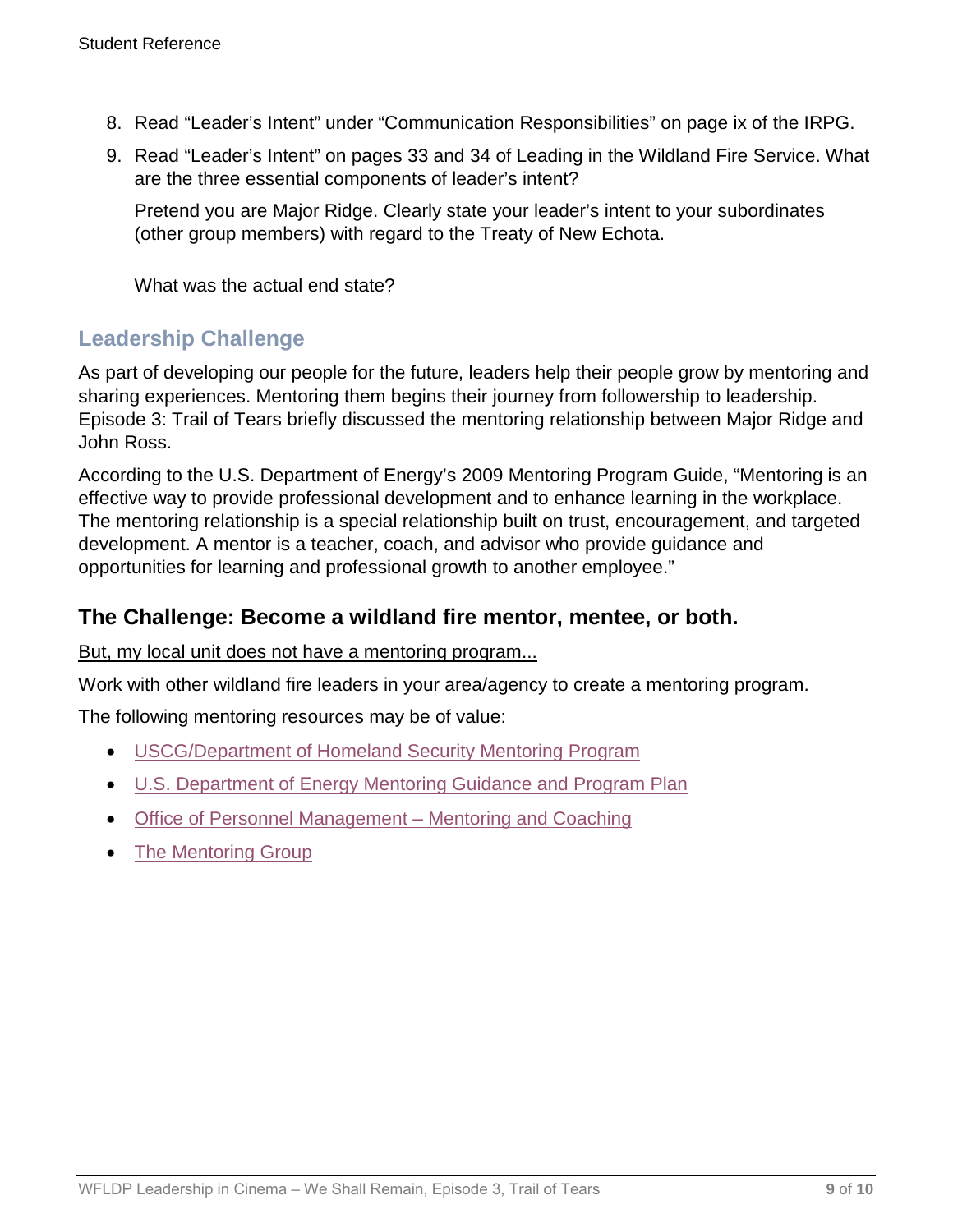8. Read “Leader’s Intent” under “Communication Responsibilities” on page ix of the IRPG.
9. Read “Leader’s Intent” on pages 33 and 34 of Leading in the Wildland Fire Service. What are the three essential components of leader’s intent?

   Pretend you are Major Ridge. Clearly state your leader’s intent to your subordinates (other group members) with regard to the Treaty of New Echota.

   What was the actual end state?

## Leadership Challenge

As part of developing our people for the future, leaders help their people grow by mentoring and sharing experiences. Mentoring them begins their journey from followership to leadership. Episode 3: Trail of Tears briefly discussed the mentoring relationship between Major Ridge and John Ross.

According to the U.S. Department of Energy’s 2009 Mentoring Program Guide, “Mentoring is an effective way to provide professional development and to enhance learning in the workplace. The mentoring relationship is a special relationship built on trust, encouragement, and targeted development. A mentor is a teacher, coach, and advisor who provide guidance and opportunities for learning and professional growth to another employee.”

### The Challenge: Become a wildland fire mentor, mentee, or both.

But, my local unit does not have a mentoring program...

Work with other wildland fire leaders in your area/agency to create a mentoring program.

The following mentoring resources may be of value:

- USCG/Department of Homeland Security Mentoring Program
- U.S. Department of Energy Mentoring Guidance and Program Plan
- Office of Personnel Management – Mentoring and Coaching
- The Mentoring Group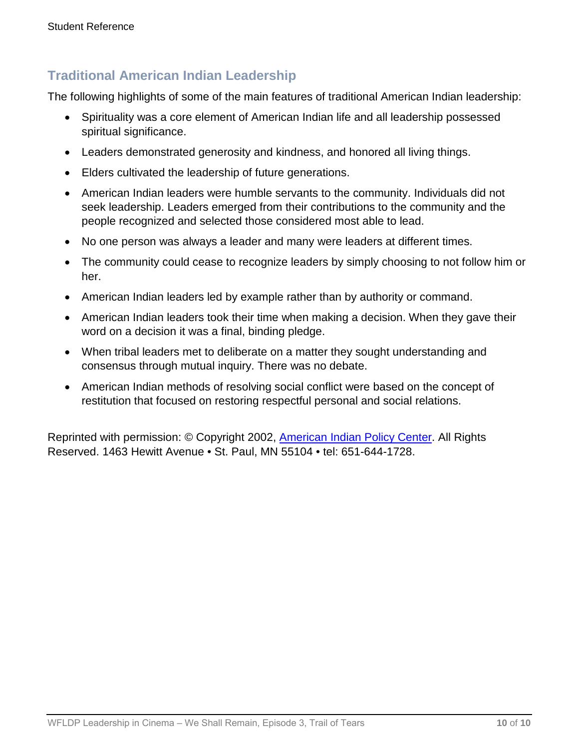## Traditional American Indian Leadership

The following highlights of some of the main features of traditional American Indian leadership:

- Spirituality was a core element of American Indian life and all leadership possessed spiritual significance.
- Leaders demonstrated generosity and kindness, and honored all living things.
- Elders cultivated the leadership of future generations.
- American Indian leaders were humble servants to the community. Individuals did not seek leadership. Leaders emerged from their contributions to the community and the people recognized and selected those considered most able to lead.
- No one person was always a leader and many were leaders at different times.
- The community could cease to recognize leaders by simply choosing to not follow him or her.
- American Indian leaders led by example rather than by authority or command.
- American Indian leaders took their time when making a decision. When they gave their word on a decision it was a final, binding pledge.
- When tribal leaders met to deliberate on a matter they sought understanding and consensus through mutual inquiry. There was no debate.
- American Indian methods of resolving social conflict were based on the concept of restitution that focused on restoring respectful personal and social relations.

Reprinted with permission: © Copyright 2002, American Indian Policy Center. All Rights Reserved. 1463 Hewitt Avenue • St. Paul, MN 55104 • tel: 651-644-1728.